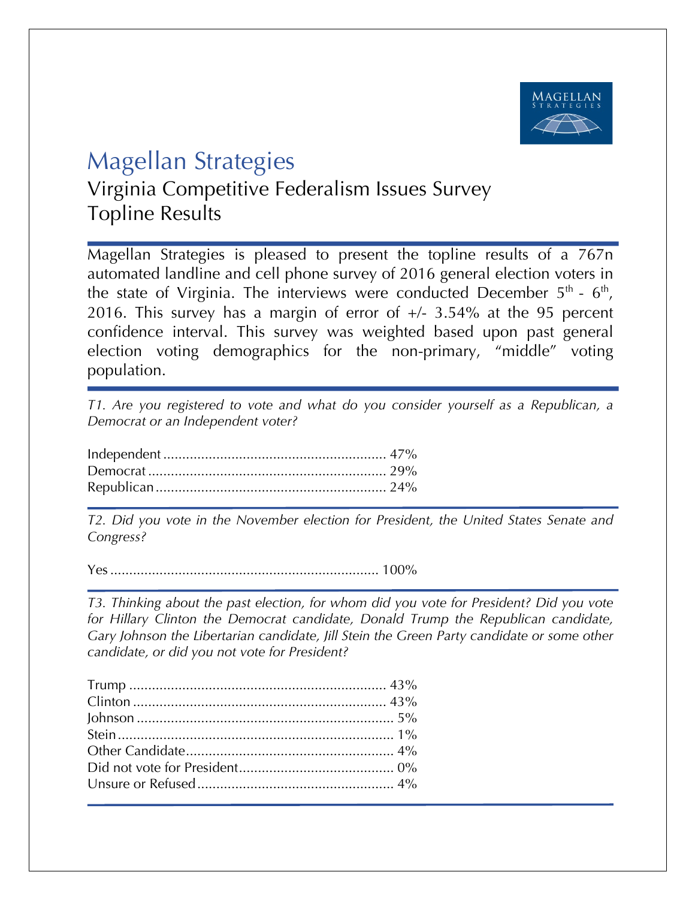# Magellan Strategies

## Virginia Competitive Federalism Issues Survey
## Topline Results

Magellan Strategies is pleased to present the topline results of a 767n automated landline and cell phone survey of 2016 general election voters in the state of Virginia. The interviews were conducted December 5th - 6th, 2016. This survey has a margin of error of +/- 3.54% at the 95 percent confidence interval. This survey was weighted based upon past general election voting demographics for the non-primary, "middle" voting population.

*T1. Are you registered to vote and what do you consider yourself as a Republican, a Democrat or an Independent voter?*

Independent .......... 47%
Democrat .......... 29%
Republican .......... 24%

*T2. Did you vote in the November election for President, the United States Senate and Congress?*

Yes .......... 100%

*T3. Thinking about the past election, for whom did you vote for President? Did you vote for Hillary Clinton the Democrat candidate, Donald Trump the Republican candidate, Gary Johnson the Libertarian candidate, Jill Stein the Green Party candidate or some other candidate, or did you not vote for President?*

Trump .......... 43%
Clinton .......... 43%
Johnson .......... 5%
Stein .......... 1%
Other Candidate .......... 4%
Did not vote for President .......... 0%
Unsure or Refused .......... 4%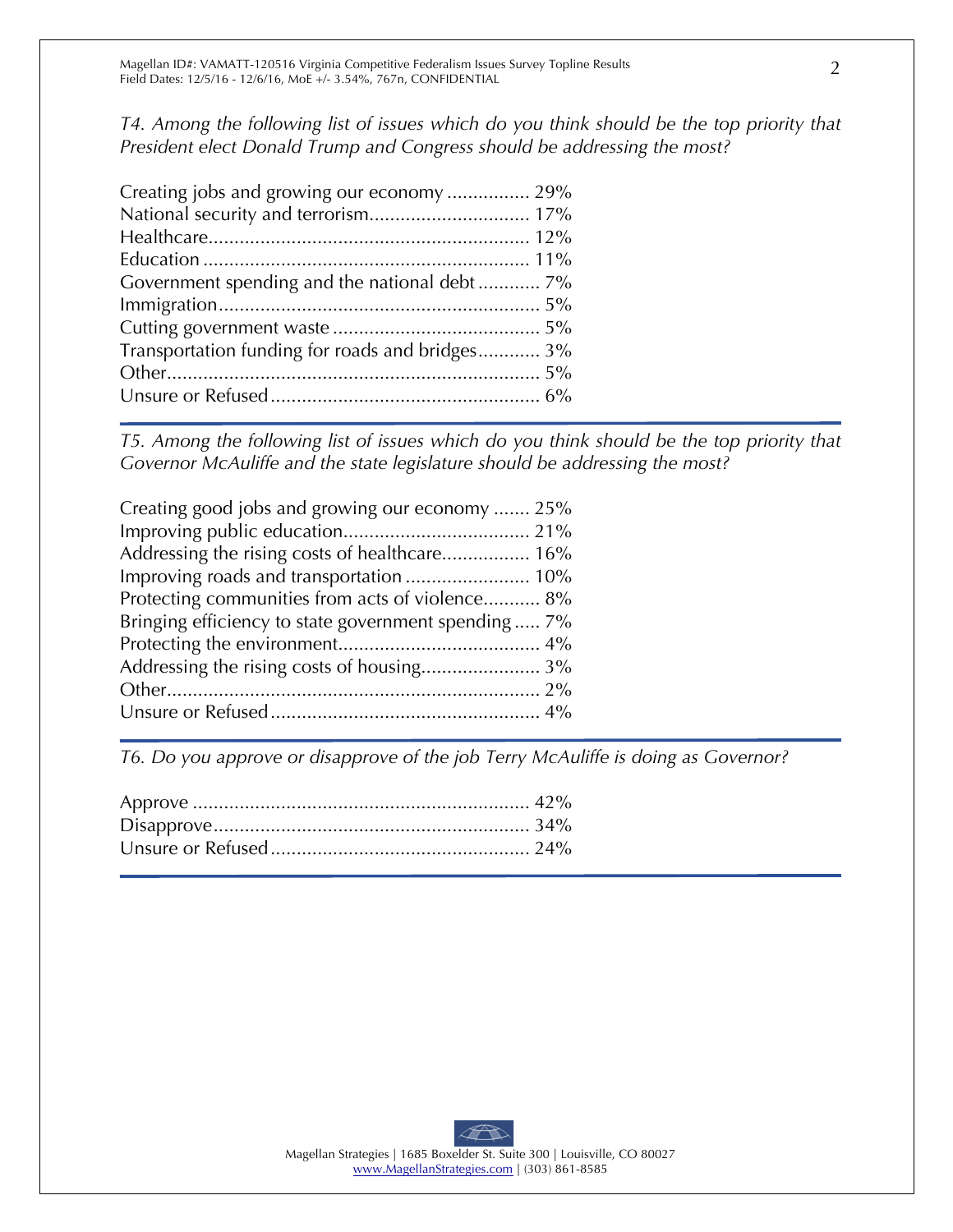*T4. Among the following list of issues which do you think should be the top priority that President elect Donald Trump and Congress should be addressing the most?*

| Response | % |
|---|---|
| Creating jobs and growing our economy | 29% |
| National security and terrorism | 17% |
| Healthcare | 12% |
| Education | 11% |
| Government spending and the national debt | 7% |
| Immigration | 5% |
| Cutting government waste | 5% |
| Transportation funding for roads and bridges | 3% |
| Other | 5% |
| Unsure or Refused | 6% |

*T5. Among the following list of issues which do you think should be the top priority that Governor McAuliffe and the state legislature should be addressing the most?*

| Response | % |
|---|---|
| Creating good jobs and growing our economy | 25% |
| Improving public education | 21% |
| Addressing the rising costs of healthcare | 16% |
| Improving roads and transportation | 10% |
| Protecting communities from acts of violence | 8% |
| Bringing efficiency to state government spending | 7% |
| Protecting the environment | 4% |
| Addressing the rising costs of housing | 3% |
| Other | 2% |
| Unsure or Refused | 4% |

*T6. Do you approve or disapprove of the job Terry McAuliffe is doing as Governor?*

| Response | % |
|---|---|
| Approve | 42% |
| Disapprove | 34% |
| Unsure or Refused | 24% |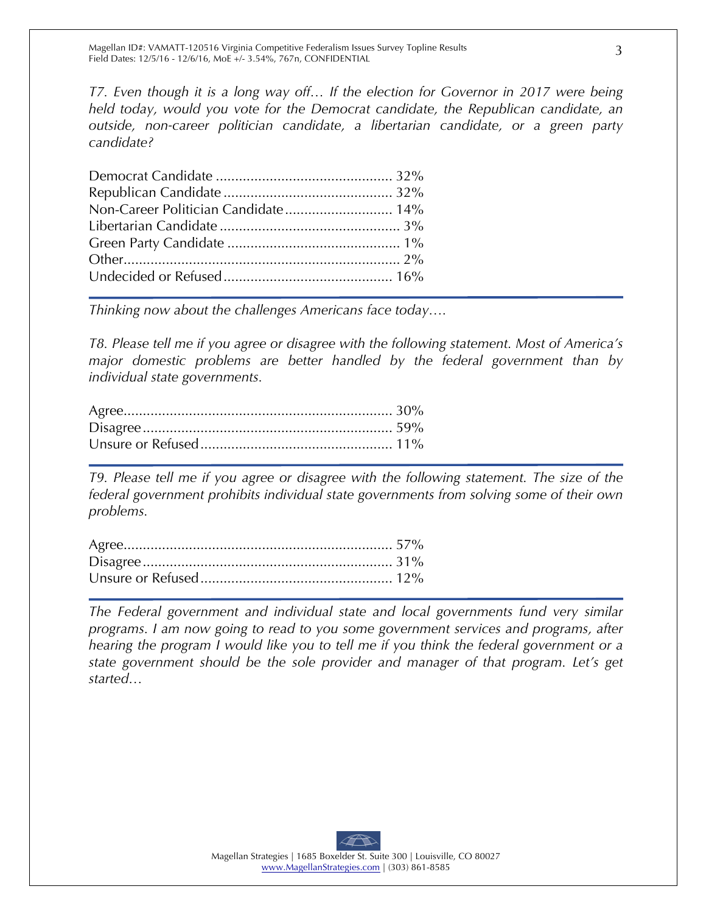*T7. Even though it is a long way off… If the election for Governor in 2017 were being held today, would you vote for the Democrat candidate, the Republican candidate, an outside, non-career politician candidate, a libertarian candidate, or a green party candidate?*

| Response | % |
|---|---|
| Democrat Candidate | 32% |
| Republican Candidate | 32% |
| Non-Career Politician Candidate | 14% |
| Libertarian Candidate | 3% |
| Green Party Candidate | 1% |
| Other | 2% |
| Undecided or Refused | 16% |

*Thinking now about the challenges Americans face today….*

*T8. Please tell me if you agree or disagree with the following statement. Most of America's major domestic problems are better handled by the federal government than by individual state governments.*

| Response | % |
|---|---|
| Agree | 30% |
| Disagree | 59% |
| Unsure or Refused | 11% |

*T9. Please tell me if you agree or disagree with the following statement. The size of the federal government prohibits individual state governments from solving some of their own problems.*

| Response | % |
|---|---|
| Agree | 57% |
| Disagree | 31% |
| Unsure or Refused | 12% |

*The Federal government and individual state and local governments fund very similar programs. I am now going to read to you some government services and programs, after hearing the program I would like you to tell me if you think the federal government or a state government should be the sole provider and manager of that program. Let's get started…*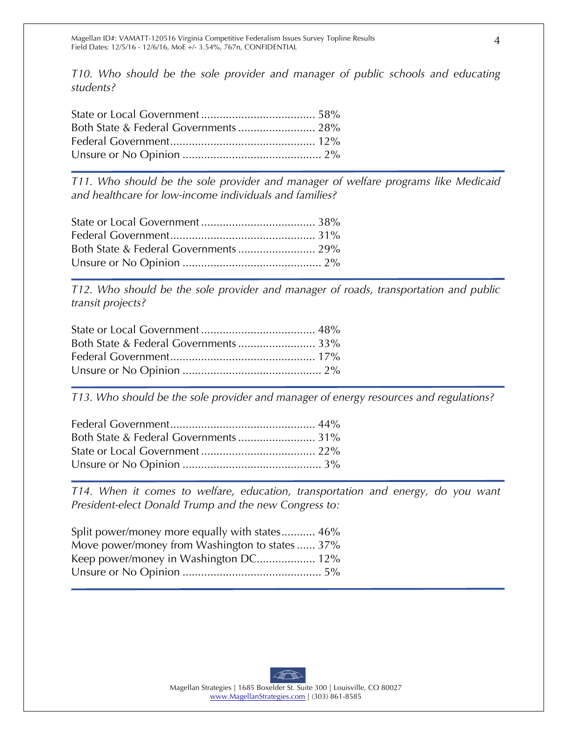*T10. Who should be the sole provider and manager of public schools and educating students?*

State or Local Government .................................... 58%
Both State & Federal Governments ......................... 28%
Federal Government............................................... 12%
Unsure or No Opinion ............................................ 2%

---

*T11. Who should be the sole provider and manager of welfare programs like Medicaid and healthcare for low-income individuals and families?*

State or Local Government .................................... 38%
Federal Government............................................... 31%
Both State & Federal Governments ......................... 29%
Unsure or No Opinion ............................................ 2%

---

*T12. Who should be the sole provider and manager of roads, transportation and public transit projects?*

State or Local Government .................................... 48%
Both State & Federal Governments ......................... 33%
Federal Government............................................... 17%
Unsure or No Opinion ............................................ 2%

---

*T13. Who should be the sole provider and manager of energy resources and regulations?*

Federal Government............................................... 44%
Both State & Federal Governments ......................... 31%
State or Local Government .................................... 22%
Unsure or No Opinion ............................................ 3%

---

*T14. When it comes to welfare, education, transportation and energy, do you want President-elect Donald Trump and the new Congress to:*

Split power/money more equally with states........... 46%
Move power/money from Washington to states ...... 37%
Keep power/money in Washington DC................... 12%
Unsure or No Opinion ............................................ 5%

---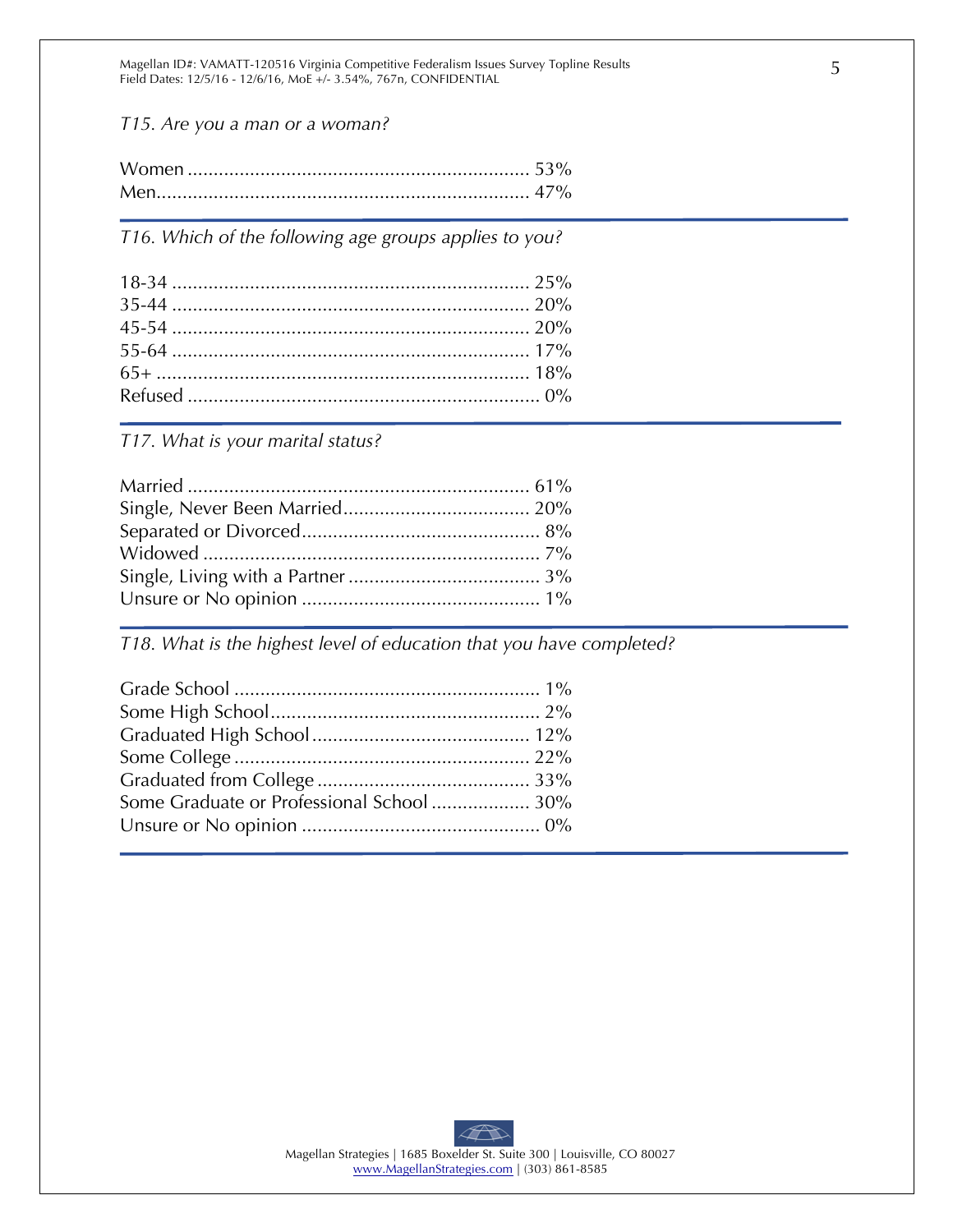*T15. Are you a man or a woman?*

Women .................................................................. 53%
Men........................................................................ 47%

---

*T16. Which of the following age groups applies to you?*

18-34 .................................................................... 25%
35-44 .................................................................... 20%
45-54 .................................................................... 20%
55-64 .................................................................... 17%
65+ ....................................................................... 18%
Refused .................................................................. 0%

---

*T17. What is your marital status?*

Married .................................................................. 61%
Single, Never Been Married.................................... 20%
Separated or Divorced............................................. 8%
Widowed ................................................................ 7%
Single, Living with a Partner ..................................... 3%
Unsure or No opinion ............................................. 1%

---

*T18. What is the highest level of education that you have completed?*

Grade School .......................................................... 1%
Some High School.................................................... 2%
Graduated High School.......................................... 12%
Some College ......................................................... 22%
Graduated from College ......................................... 33%
Some Graduate or Professional School ................... 30%
Unsure or No opinion ............................................. 0%

---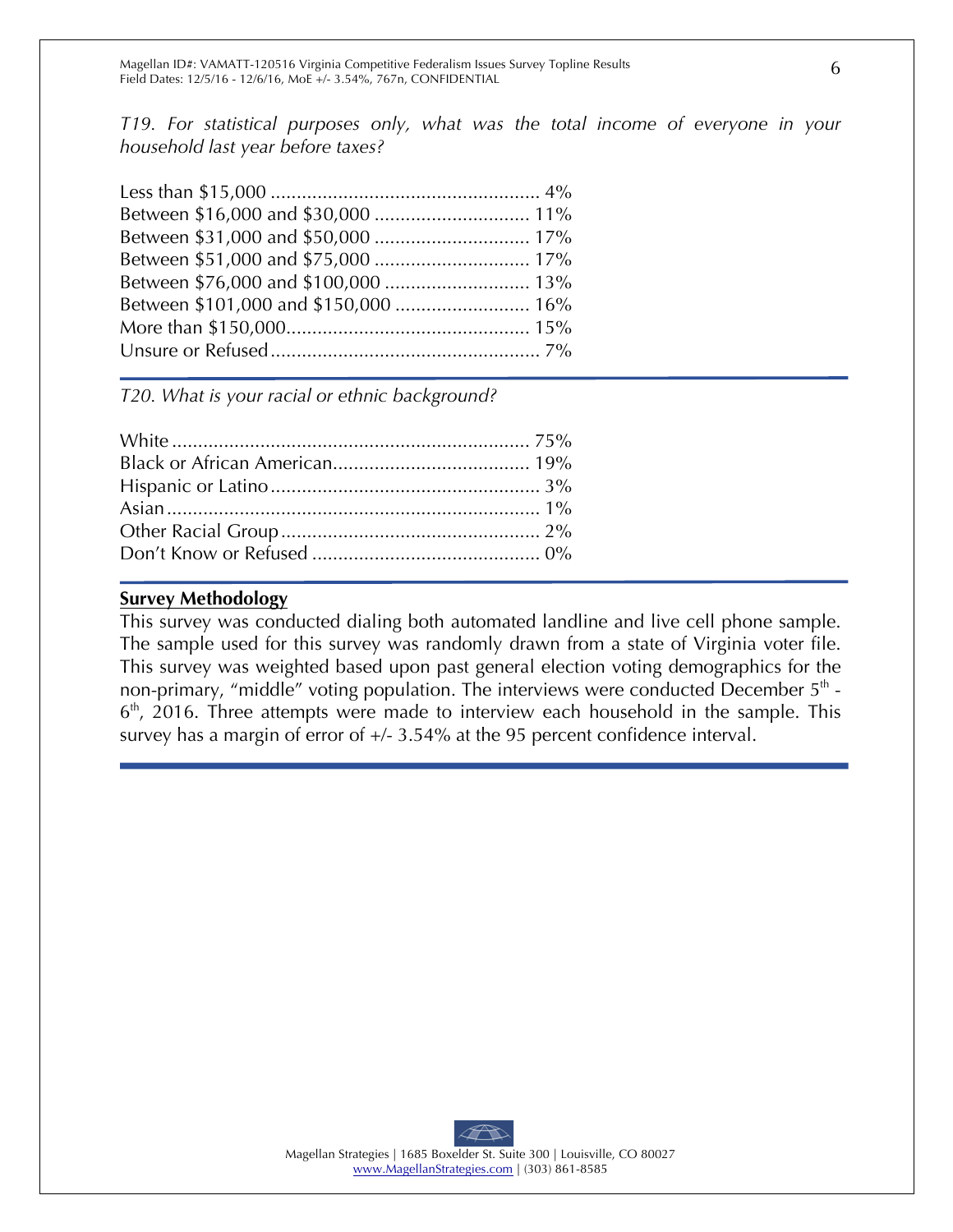*T19. For statistical purposes only, what was the total income of everyone in your household last year before taxes?*

| | |
|---|---|
| Less than $15,000 | 4% |
| Between $16,000 and $30,000 | 11% |
| Between $31,000 and $50,000 | 17% |
| Between $51,000 and $75,000 | 17% |
| Between $76,000 and $100,000 | 13% |
| Between $101,000 and $150,000 | 16% |
| More than $150,000 | 15% |
| Unsure or Refused | 7% |

*T20. What is your racial or ethnic background?*

| | |
|---|---|
| White | 75% |
| Black or African American | 19% |
| Hispanic or Latino | 3% |
| Asian | 1% |
| Other Racial Group | 2% |
| Don't Know or Refused | 0% |

**Survey Methodology**

This survey was conducted dialing both automated landline and live cell phone sample. The sample used for this survey was randomly drawn from a state of Virginia voter file. This survey was weighted based upon past general election voting demographics for the non-primary, "middle" voting population. The interviews were conducted December 5th - 6th, 2016. Three attempts were made to interview each household in the sample. This survey has a margin of error of +/- 3.54% at the 95 percent confidence interval.